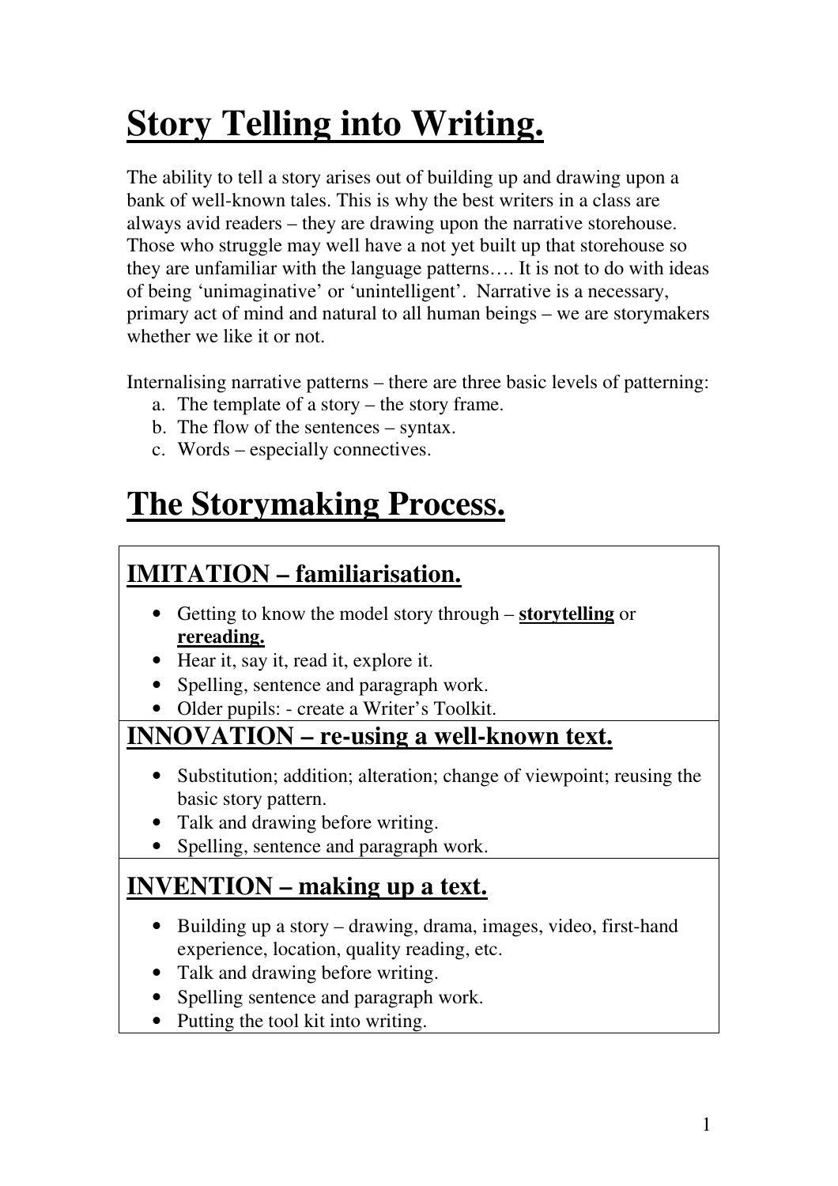# Story Telling into Writing.

The ability to tell a story arises out of building up and drawing upon a bank of well-known tales. This is why the best writers in a class are always avid readers – they are drawing upon the narrative storehouse. Those who struggle may well have a not yet built up that storehouse so they are unfamiliar with the language patterns…. It is not to do with ideas of being 'unimaginative' or 'unintelligent'. Narrative is a necessary, primary act of mind and natural to all human beings – we are storymakers whether we like it or not.

Internalising narrative patterns – there are three basic levels of patterning:

a. The template of a story – the story frame.
b. The flow of the sentences – syntax.
c. Words – especially connectives.

# The Storymaking Process.

## IMITATION – familiarisation.

- Getting to know the model story through – **storytelling** or **rereading.**
- Hear it, say it, read it, explore it.
- Spelling, sentence and paragraph work.
- Older pupils: - create a Writer's Toolkit.

## INNOVATION – re-using a well-known text.

- Substitution; addition; alteration; change of viewpoint; reusing the basic story pattern.
- Talk and drawing before writing.
- Spelling, sentence and paragraph work.

## INVENTION – making up a text.

- Building up a story – drawing, drama, images, video, first-hand experience, location, quality reading, etc.
- Talk and drawing before writing.
- Spelling sentence and paragraph work.
- Putting the tool kit into writing.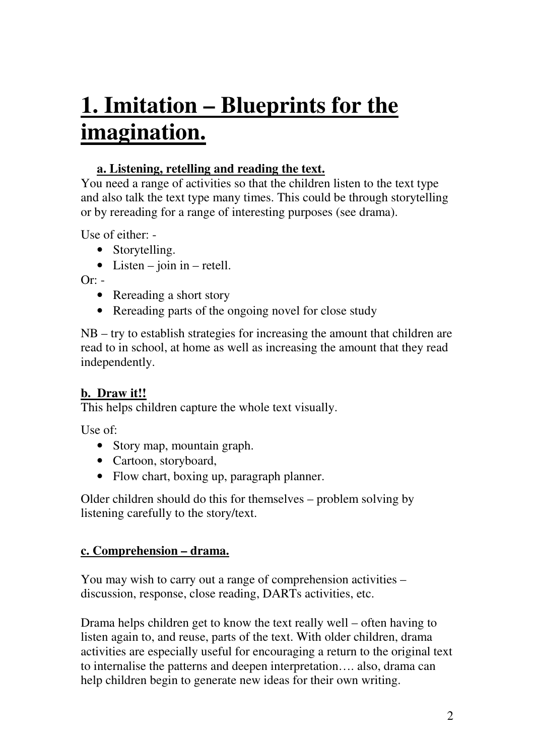# 1. Imitation – Blueprints for the imagination.

### a. Listening, retelling and reading the text.

You need a range of activities so that the children listen to the text type and also talk the text type many times. This could be through storytelling or by rereading for a range of interesting purposes (see drama).

Use of either: -

- Storytelling.
- Listen – join in – retell.

Or: -

- Rereading a short story
- Rereading parts of the ongoing novel for close study

NB – try to establish strategies for increasing the amount that children are read to in school, at home as well as increasing the amount that they read independently.

### b. Draw it!!

This helps children capture the whole text visually.

Use of:

- Story map, mountain graph.
- Cartoon, storyboard,
- Flow chart, boxing up, paragraph planner.

Older children should do this for themselves – problem solving by listening carefully to the story/text.

### c. Comprehension – drama.

You may wish to carry out a range of comprehension activities – discussion, response, close reading, DARTs activities, etc.

Drama helps children get to know the text really well – often having to listen again to, and reuse, parts of the text. With older children, drama activities are especially useful for encouraging a return to the original text to internalise the patterns and deepen interpretation…. also, drama can help children begin to generate new ideas for their own writing.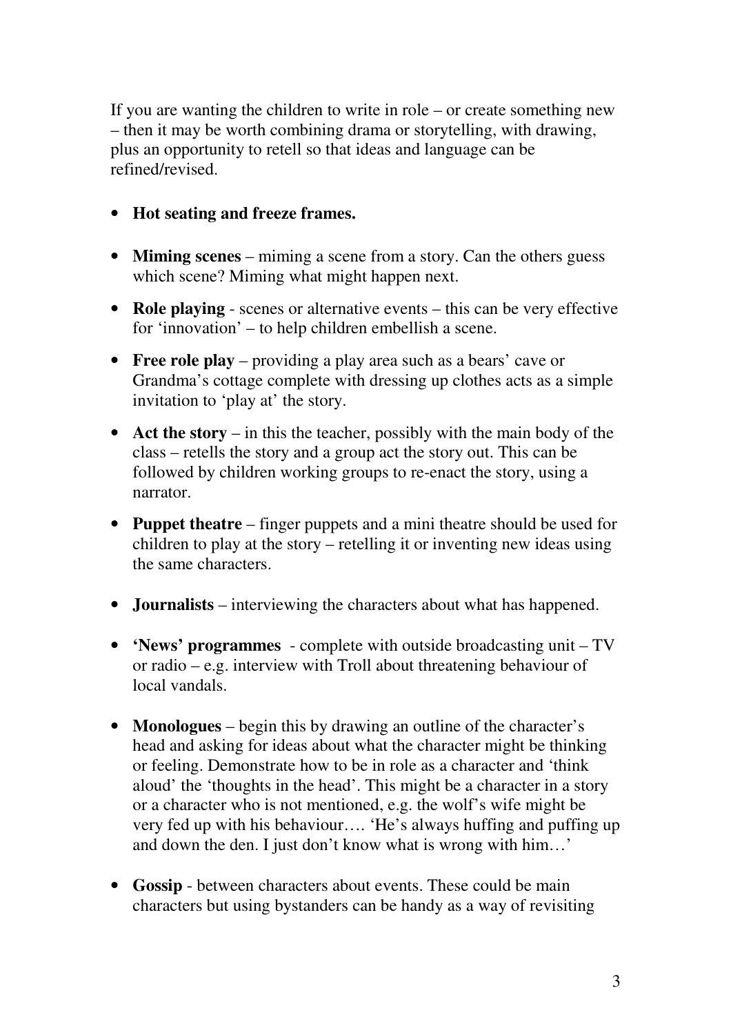If you are wanting the children to write in role – or create something new – then it may be worth combining drama or storytelling, with drawing, plus an opportunity to retell so that ideas and language can be refined/revised.

- **Hot seating and freeze frames.**
- **Miming scenes** – miming a scene from a story. Can the others guess which scene? Miming what might happen next.
- **Role playing** - scenes or alternative events – this can be very effective for 'innovation' – to help children embellish a scene.
- **Free role play** – providing a play area such as a bears' cave or Grandma's cottage complete with dressing up clothes acts as a simple invitation to 'play at' the story.
- **Act the story** – in this the teacher, possibly with the main body of the class – retells the story and a group act the story out. This can be followed by children working groups to re-enact the story, using a narrator.
- **Puppet theatre** – finger puppets and a mini theatre should be used for children to play at the story – retelling it or inventing new ideas using the same characters.
- **Journalists** – interviewing the characters about what has happened.
- **'News' programmes** - complete with outside broadcasting unit – TV or radio – e.g. interview with Troll about threatening behaviour of local vandals.
- **Monologues** – begin this by drawing an outline of the character's head and asking for ideas about what the character might be thinking or feeling. Demonstrate how to be in role as a character and 'think aloud' the 'thoughts in the head'. This might be a character in a story or a character who is not mentioned, e.g. the wolf's wife might be very fed up with his behaviour…. 'He's always huffing and puffing up and down the den. I just don't know what is wrong with him…'
- **Gossip** - between characters about events. These could be main characters but using bystanders can be handy as a way of revisiting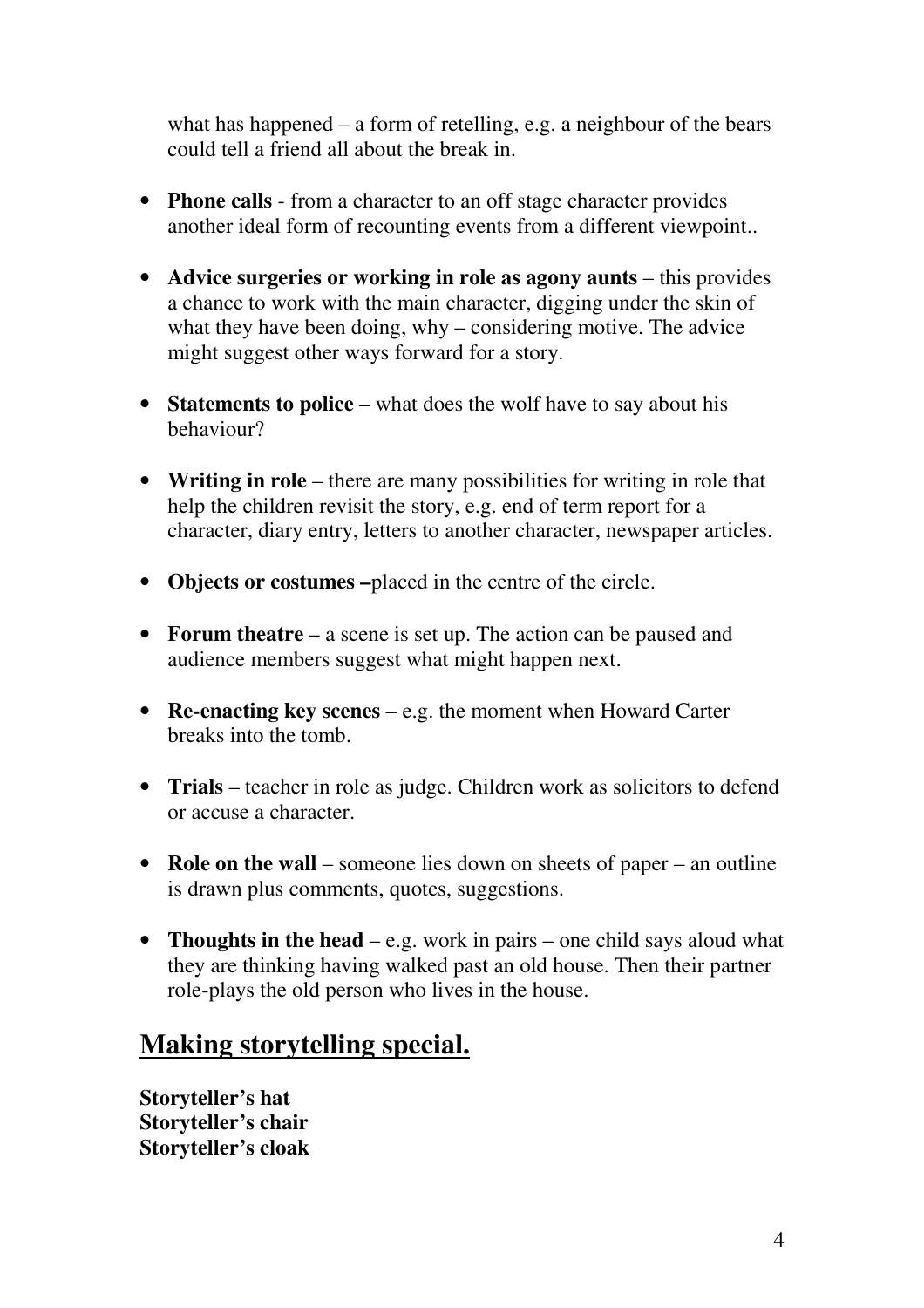what has happened – a form of retelling, e.g. a neighbour of the bears could tell a friend all about the break in.

- **Phone calls** - from a character to an off stage character provides another ideal form of recounting events from a different viewpoint..

- **Advice surgeries or working in role as agony aunts** – this provides a chance to work with the main character, digging under the skin of what they have been doing, why – considering motive. The advice might suggest other ways forward for a story.

- **Statements to police** – what does the wolf have to say about his behaviour?

- **Writing in role** – there are many possibilities for writing in role that help the children revisit the story, e.g. end of term report for a character, diary entry, letters to another character, newspaper articles.

- **Objects or costumes –**placed in the centre of the circle.

- **Forum theatre** – a scene is set up. The action can be paused and audience members suggest what might happen next.

- **Re-enacting key scenes** – e.g. the moment when Howard Carter breaks into the tomb.

- **Trials** – teacher in role as judge. Children work as solicitors to defend or accuse a character.

- **Role on the wall** – someone lies down on sheets of paper – an outline is drawn plus comments, quotes, suggestions.

- **Thoughts in the head** – e.g. work in pairs – one child says aloud what they are thinking having walked past an old house. Then their partner role-plays the old person who lives in the house.

## Making storytelling special.

**Storyteller's hat**
**Storyteller's chair**
**Storyteller's cloak**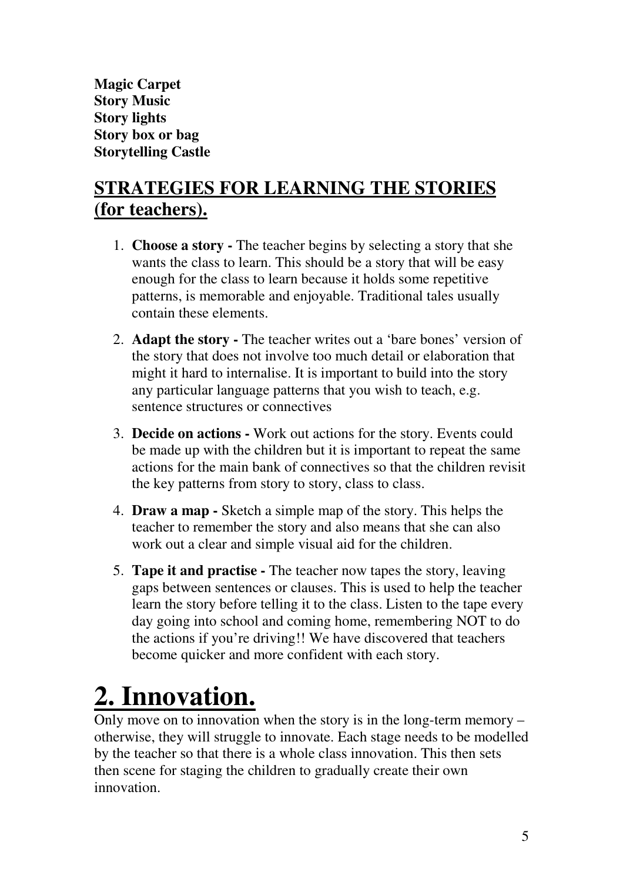**Magic Carpet**
**Story Music**
**Story lights**
**Story box or bag**
**Storytelling Castle**

## STRATEGIES FOR LEARNING THE STORIES (for teachers).

1. **Choose a story -** The teacher begins by selecting a story that she wants the class to learn. This should be a story that will be easy enough for the class to learn because it holds some repetitive patterns, is memorable and enjoyable. Traditional tales usually contain these elements.

2. **Adapt the story -** The teacher writes out a 'bare bones' version of the story that does not involve too much detail or elaboration that might it hard to internalise. It is important to build into the story any particular language patterns that you wish to teach, e.g. sentence structures or connectives

3. **Decide on actions -** Work out actions for the story. Events could be made up with the children but it is important to repeat the same actions for the main bank of connectives so that the children revisit the key patterns from story to story, class to class.

4. **Draw a map -** Sketch a simple map of the story. This helps the teacher to remember the story and also means that she can also work out a clear and simple visual aid for the children.

5. **Tape it and practise -** The teacher now tapes the story, leaving gaps between sentences or clauses. This is used to help the teacher learn the story before telling it to the class. Listen to the tape every day going into school and coming home, remembering NOT to do the actions if you're driving!! We have discovered that teachers become quicker and more confident with each story.

# 2. Innovation.

Only move on to innovation when the story is in the long-term memory – otherwise, they will struggle to innovate. Each stage needs to be modelled by the teacher so that there is a whole class innovation. This then sets then scene for staging the children to gradually create their own innovation.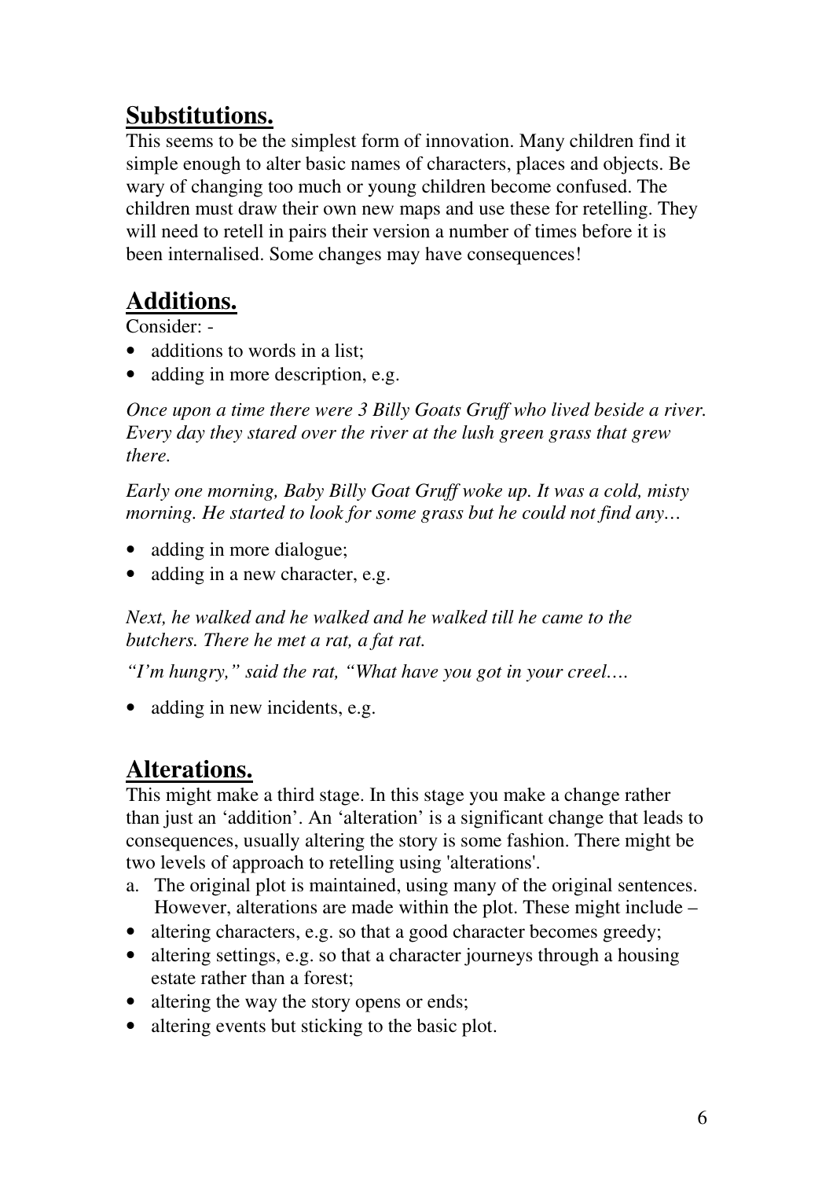## **Substitutions.**

This seems to be the simplest form of innovation. Many children find it simple enough to alter basic names of characters, places and objects. Be wary of changing too much or young children become confused. The children must draw their own new maps and use these for retelling. They will need to retell in pairs their version a number of times before it is been internalised. Some changes may have consequences!

## **Additions.**

Consider: -

- additions to words in a list;
- adding in more description, e.g.

*Once upon a time there were 3 Billy Goats Gruff who lived beside a river. Every day they stared over the river at the lush green grass that grew there.*

*Early one morning, Baby Billy Goat Gruff woke up. It was a cold, misty morning. He started to look for some grass but he could not find any…*

- adding in more dialogue;
- adding in a new character, e.g.

*Next, he walked and he walked and he walked till he came to the butchers. There he met a rat, a fat rat.*

*"I'm hungry," said the rat, "What have you got in your creel….*

- adding in new incidents, e.g.

## **Alterations.**

This might make a third stage. In this stage you make a change rather than just an 'addition'. An 'alteration' is a significant change that leads to consequences, usually altering the story is some fashion. There might be two levels of approach to retelling using 'alterations'.

a. The original plot is maintained, using many of the original sentences. However, alterations are made within the plot. These might include –

- altering characters, e.g. so that a good character becomes greedy;
- altering settings, e.g. so that a character journeys through a housing estate rather than a forest;
- altering the way the story opens or ends;
- altering events but sticking to the basic plot.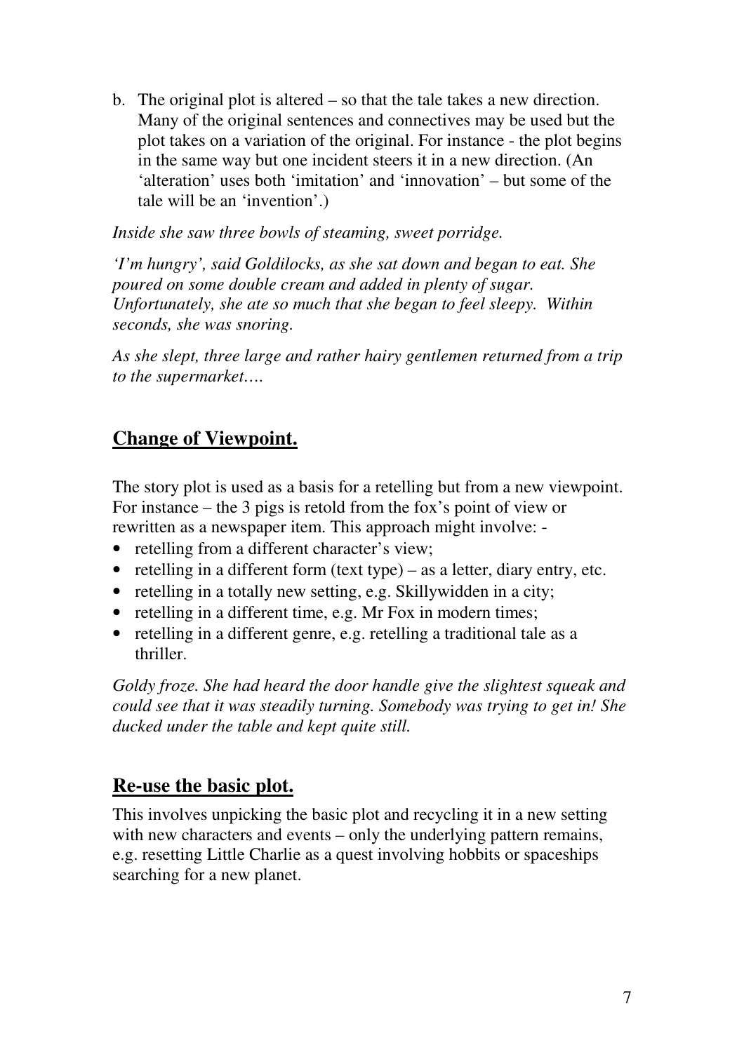b. The original plot is altered – so that the tale takes a new direction. Many of the original sentences and connectives may be used but the plot takes on a variation of the original. For instance - the plot begins in the same way but one incident steers it in a new direction. (An 'alteration' uses both 'imitation' and 'innovation' – but some of the tale will be an 'invention'.)

*Inside she saw three bowls of steaming, sweet porridge.*

*'I'm hungry', said Goldilocks, as she sat down and began to eat. She poured on some double cream and added in plenty of sugar. Unfortunately, she ate so much that she began to feel sleepy. Within seconds, she was snoring.*

*As she slept, three large and rather hairy gentlemen returned from a trip to the supermarket….*

## Change of Viewpoint.

The story plot is used as a basis for a retelling but from a new viewpoint. For instance – the 3 pigs is retold from the fox's point of view or rewritten as a newspaper item. This approach might involve: -

- retelling from a different character's view;
- retelling in a different form (text type) – as a letter, diary entry, etc.
- retelling in a totally new setting, e.g. Skillywidden in a city;
- retelling in a different time, e.g. Mr Fox in modern times;
- retelling in a different genre, e.g. retelling a traditional tale as a thriller.

*Goldy froze. She had heard the door handle give the slightest squeak and could see that it was steadily turning. Somebody was trying to get in! She ducked under the table and kept quite still.*

## Re-use the basic plot.

This involves unpicking the basic plot and recycling it in a new setting with new characters and events – only the underlying pattern remains, e.g. resetting Little Charlie as a quest involving hobbits or spaceships searching for a new planet.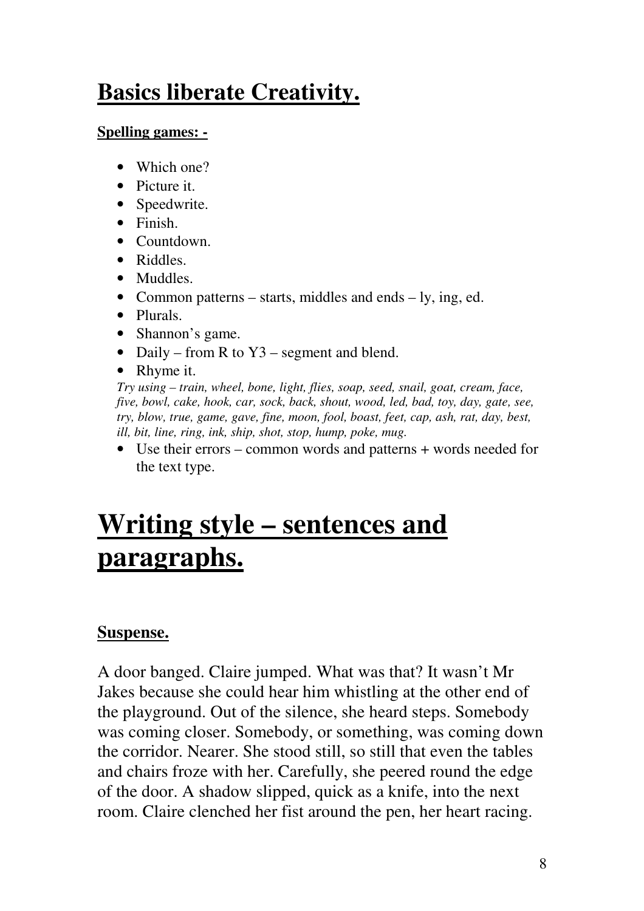# Basics liberate Creativity.

**Spelling games: -**

- Which one?
- Picture it.
- Speedwrite.
- Finish.
- Countdown.
- Riddles.
- Muddles.
- Common patterns – starts, middles and ends – ly, ing, ed.
- Plurals.
- Shannon's game.
- Daily – from R to Y3 – segment and blend.
- Rhyme it.

*Try using – train, wheel, bone, light, flies, soap, seed, snail, goat, cream, face, five, bowl, cake, hook, car, sock, back, shout, wood, led, bad, toy, day, gate, see, try, blow, true, game, gave, fine, moon, fool, boast, feet, cap, ash, rat, day, best, ill, bit, line, ring, ink, ship, shot, stop, hump, poke, mug.*

- Use their errors – common words and patterns + words needed for the text type.

# Writing style – sentences and paragraphs.

## Suspense.

A door banged. Claire jumped. What was that? It wasn't Mr Jakes because she could hear him whistling at the other end of the playground. Out of the silence, she heard steps. Somebody was coming closer. Somebody, or something, was coming down the corridor. Nearer. She stood still, so still that even the tables and chairs froze with her. Carefully, she peered round the edge of the door. A shadow slipped, quick as a knife, into the next room. Claire clenched her fist around the pen, her heart racing.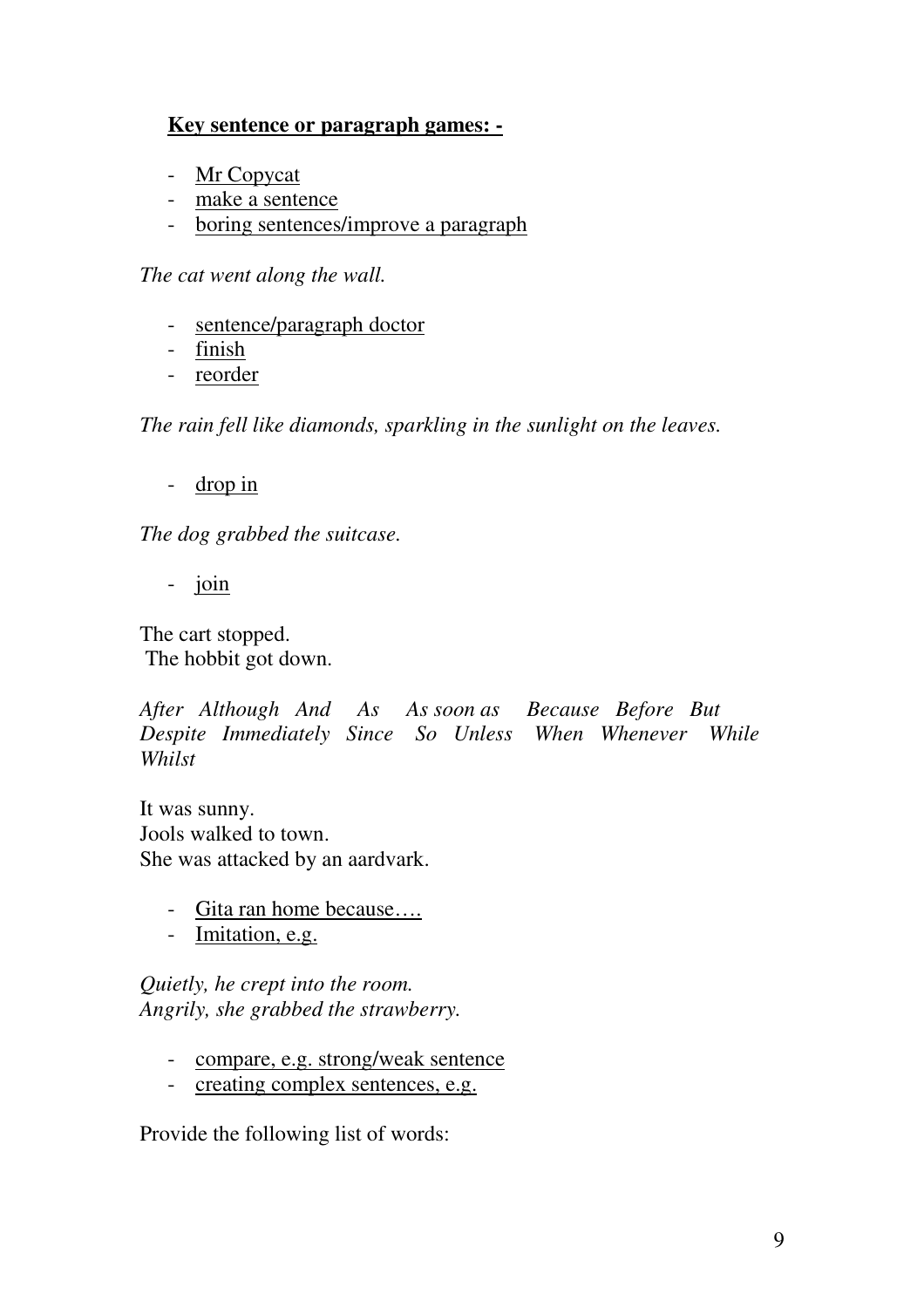**<u>Key sentence or paragraph games: -</u>**

- <u>Mr Copycat</u>
- <u>make a sentence</u>
- <u>boring sentences/improve a paragraph</u>

*The cat went along the wall.*

- <u>sentence/paragraph doctor</u>
- <u>finish</u>
- <u>reorder</u>

*The rain fell like diamonds, sparkling in the sunlight on the leaves.*

- <u>drop in</u>

*The dog grabbed the suitcase.*

- <u>join</u>

The cart stopped.
The hobbit got down.

*After Although And As As soon as Because Before But Despite Immediately Since So Unless When Whenever While Whilst*

It was sunny.
Jools walked to town.
She was attacked by an aardvark.

- <u>Gita ran home because….</u>
- <u>Imitation, e.g.</u>

*Quietly, he crept into the room.*
*Angrily, she grabbed the strawberry.*

- <u>compare, e.g. strong/weak sentence</u>
- <u>creating complex sentences, e.g.</u>

Provide the following list of words: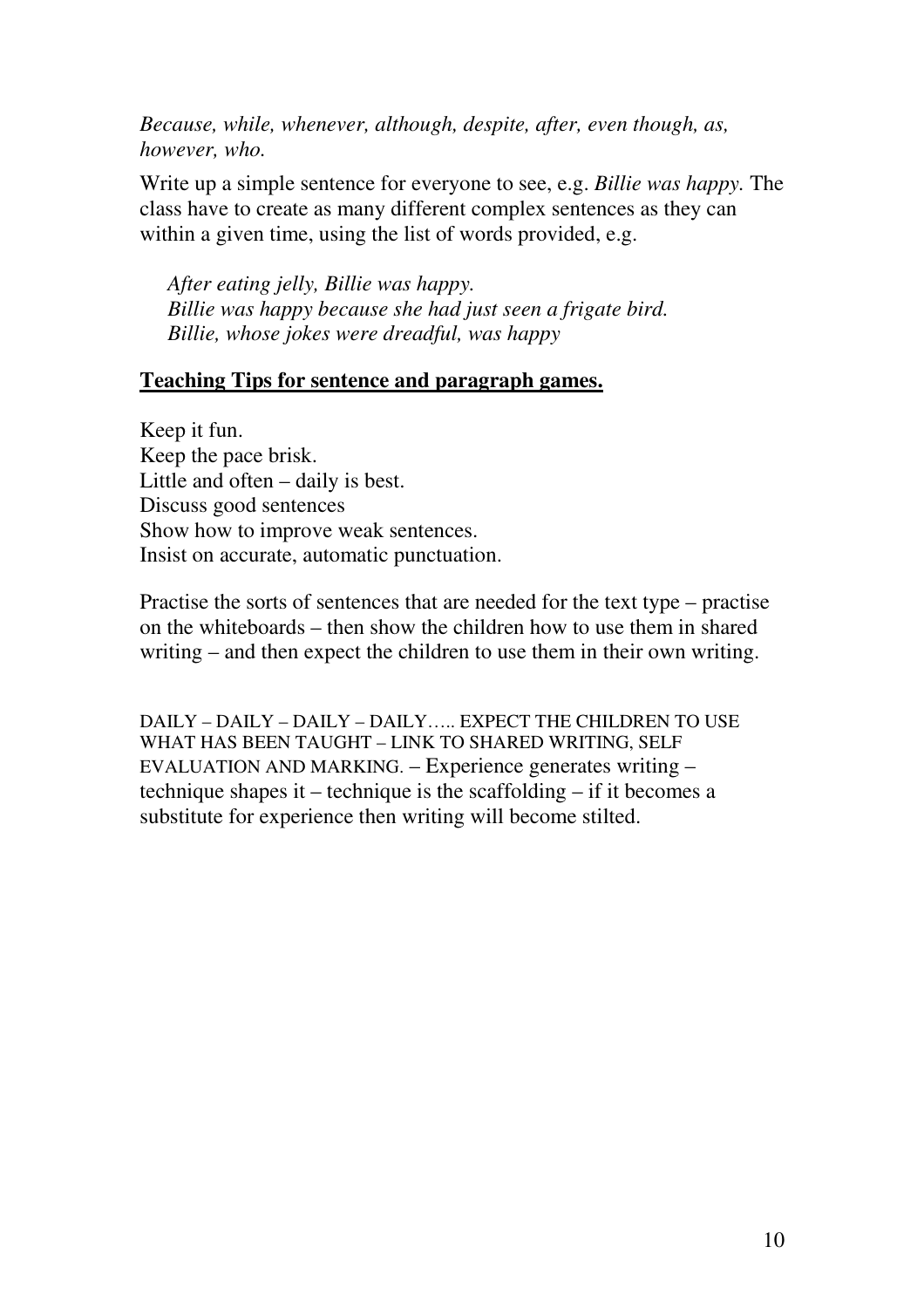*Because, while, whenever, although, despite, after, even though, as, however, who.*

Write up a simple sentence for everyone to see, e.g. *Billie was happy.* The class have to create as many different complex sentences as they can within a given time, using the list of words provided, e.g.

*After eating jelly, Billie was happy.*
*Billie was happy because she had just seen a frigate bird.*
*Billie, whose jokes were dreadful, was happy*

**<u>Teaching Tips for sentence and paragraph games.</u>**

Keep it fun.
Keep the pace brisk.
Little and often – daily is best.
Discuss good sentences
Show how to improve weak sentences.
Insist on accurate, automatic punctuation.

Practise the sorts of sentences that are needed for the text type – practise on the whiteboards – then show the children how to use them in shared writing – and then expect the children to use them in their own writing.

DAILY – DAILY – DAILY – DAILY….. EXPECT THE CHILDREN TO USE WHAT HAS BEEN TAUGHT – LINK TO SHARED WRITING, SELF EVALUATION AND MARKING. – Experience generates writing – technique shapes it – technique is the scaffolding – if it becomes a substitute for experience then writing will become stilted.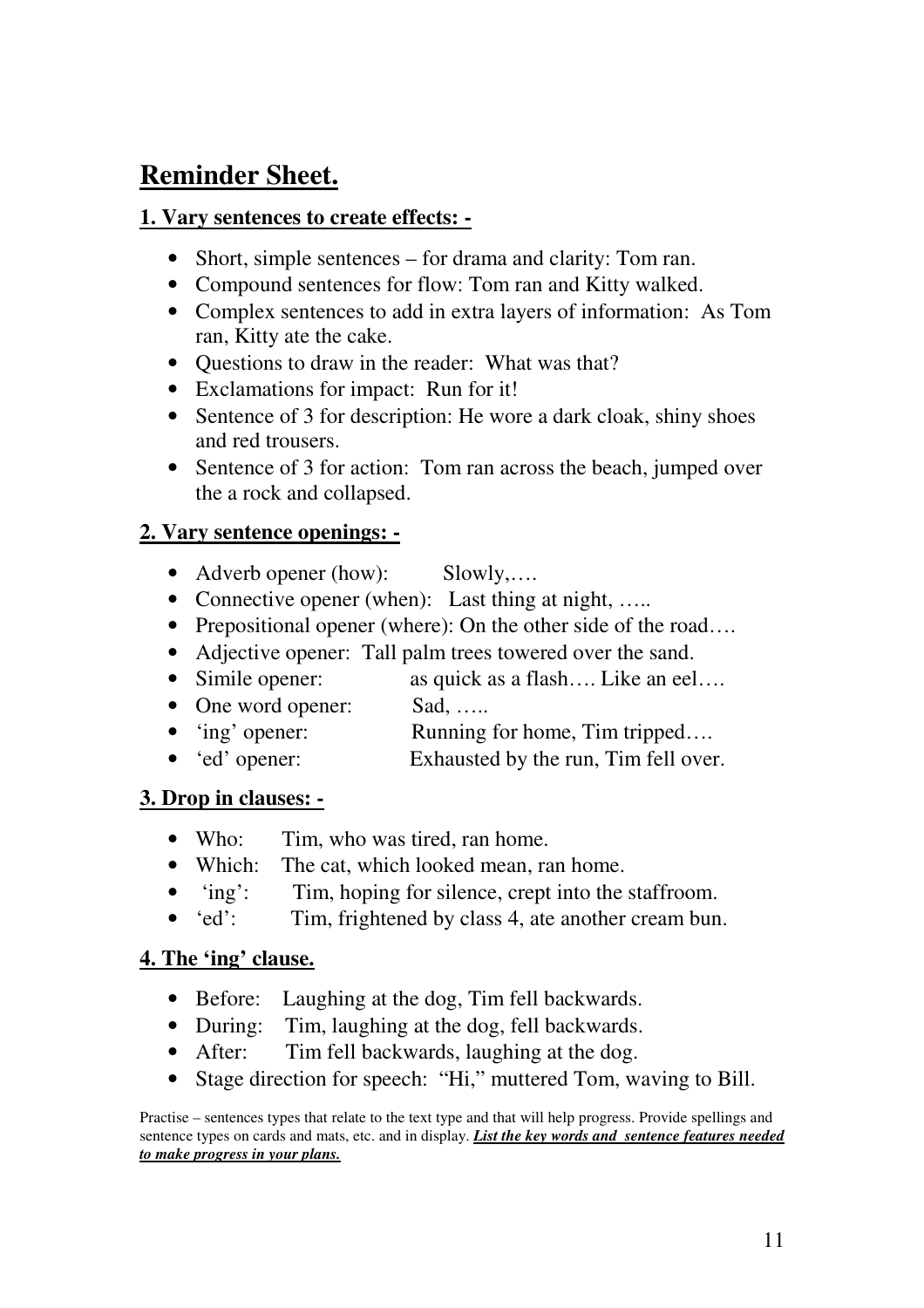# Reminder Sheet.

## 1. Vary sentences to create effects: -

- Short, simple sentences – for drama and clarity: Tom ran.
- Compound sentences for flow: Tom ran and Kitty walked.
- Complex sentences to add in extra layers of information: As Tom ran, Kitty ate the cake.
- Questions to draw in the reader: What was that?
- Exclamations for impact: Run for it!
- Sentence of 3 for description: He wore a dark cloak, shiny shoes and red trousers.
- Sentence of 3 for action: Tom ran across the beach, jumped over the a rock and collapsed.

## 2. Vary sentence openings: -

- Adverb opener (how): Slowly,….
- Connective opener (when): Last thing at night, …..
- Prepositional opener (where): On the other side of the road….
- Adjective opener: Tall palm trees towered over the sand.
- Simile opener: as quick as a flash…. Like an eel….
- One word opener: Sad, …..
- 'ing' opener: Running for home, Tim tripped….
- 'ed' opener: Exhausted by the run, Tim fell over.

## 3. Drop in clauses: -

- Who: Tim, who was tired, ran home.
- Which: The cat, which looked mean, ran home.
- 'ing': Tim, hoping for silence, crept into the staffroom.
- 'ed': Tim, frightened by class 4, ate another cream bun.

## 4. The 'ing' clause.

- Before: Laughing at the dog, Tim fell backwards.
- During: Tim, laughing at the dog, fell backwards.
- After: Tim fell backwards, laughing at the dog.
- Stage direction for speech: "Hi," muttered Tom, waving to Bill.

Practise – sentences types that relate to the text type and that will help progress. Provide spellings and sentence types on cards and mats, etc. and in display. ***List the key words and sentence features needed to make progress in your plans.***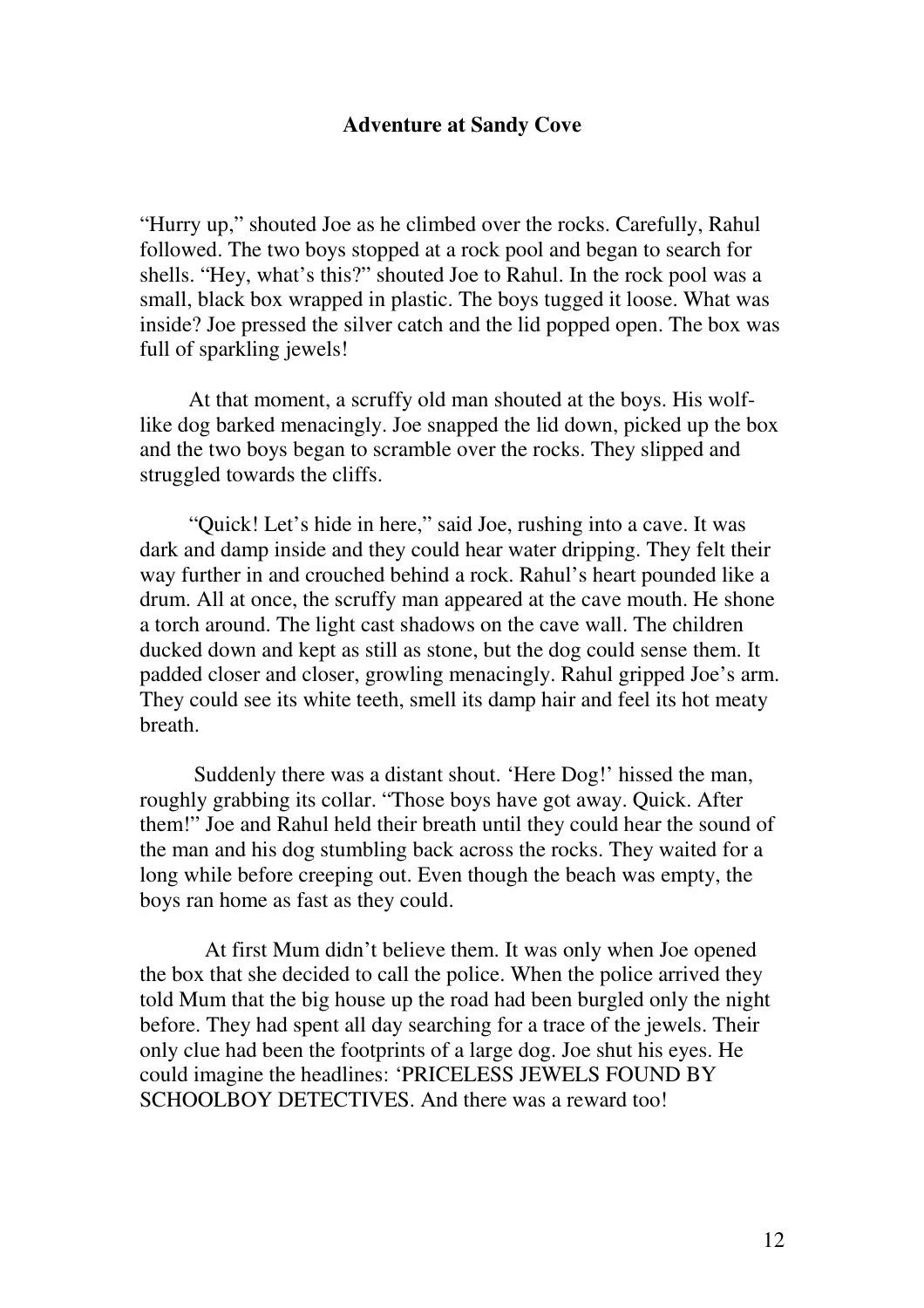## Adventure at Sandy Cove

"Hurry up," shouted Joe as he climbed over the rocks. Carefully, Rahul followed. The two boys stopped at a rock pool and began to search for shells. "Hey, what's this?" shouted Joe to Rahul. In the rock pool was a small, black box wrapped in plastic. The boys tugged it loose. What was inside? Joe pressed the silver catch and the lid popped open. The box was full of sparkling jewels!

At that moment, a scruffy old man shouted at the boys. His wolf-like dog barked menacingly. Joe snapped the lid down, picked up the box and the two boys began to scramble over the rocks. They slipped and struggled towards the cliffs.

"Quick! Let's hide in here," said Joe, rushing into a cave. It was dark and damp inside and they could hear water dripping. They felt their way further in and crouched behind a rock. Rahul's heart pounded like a drum. All at once, the scruffy man appeared at the cave mouth. He shone a torch around. The light cast shadows on the cave wall. The children ducked down and kept as still as stone, but the dog could sense them. It padded closer and closer, growling menacingly. Rahul gripped Joe's arm. They could see its white teeth, smell its damp hair and feel its hot meaty breath.

Suddenly there was a distant shout. 'Here Dog!' hissed the man, roughly grabbing its collar. "Those boys have got away. Quick. After them!" Joe and Rahul held their breath until they could hear the sound of the man and his dog stumbling back across the rocks. They waited for a long while before creeping out. Even though the beach was empty, the boys ran home as fast as they could.

At first Mum didn't believe them. It was only when Joe opened the box that she decided to call the police. When the police arrived they told Mum that the big house up the road had been burgled only the night before. They had spent all day searching for a trace of the jewels. Their only clue had been the footprints of a large dog. Joe shut his eyes. He could imagine the headlines: 'PRICELESS JEWELS FOUND BY SCHOOLBOY DETECTIVES. And there was a reward too!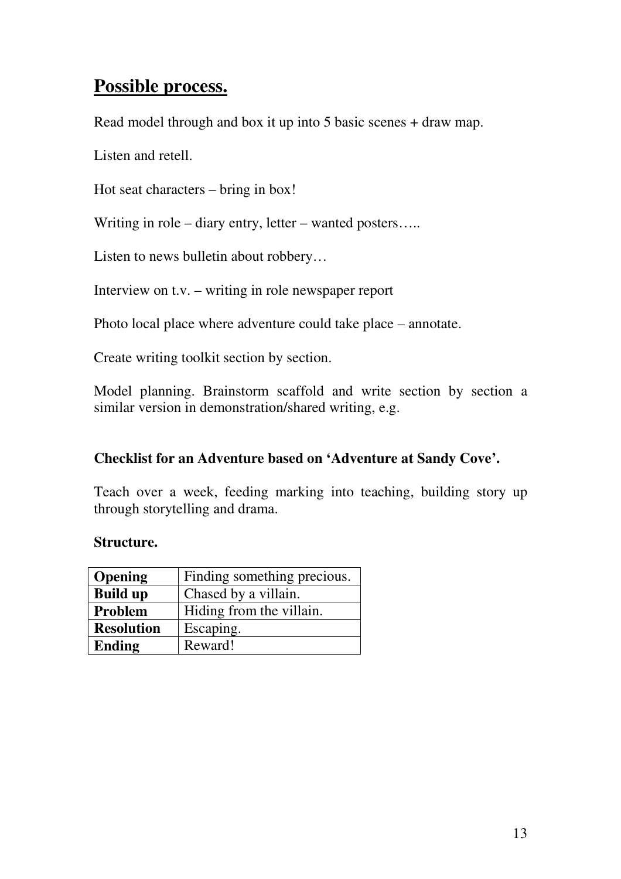## Possible process.

Read model through and box it up into 5 basic scenes + draw map.

Listen and retell.

Hot seat characters – bring in box!

Writing in role – diary entry, letter – wanted posters…..

Listen to news bulletin about robbery…

Interview on t.v. – writing in role newspaper report

Photo local place where adventure could take place – annotate.

Create writing toolkit section by section.

Model planning. Brainstorm scaffold and write section by section a similar version in demonstration/shared writing, e.g.

**Checklist for an Adventure based on 'Adventure at Sandy Cove'.**

Teach over a week, feeding marking into teaching, building story up through storytelling and drama.

**Structure.**

| | |
|---|---|
| **Opening** | Finding something precious. |
| **Build up** | Chased by a villain. |
| **Problem** | Hiding from the villain. |
| **Resolution** | Escaping. |
| **Ending** | Reward! |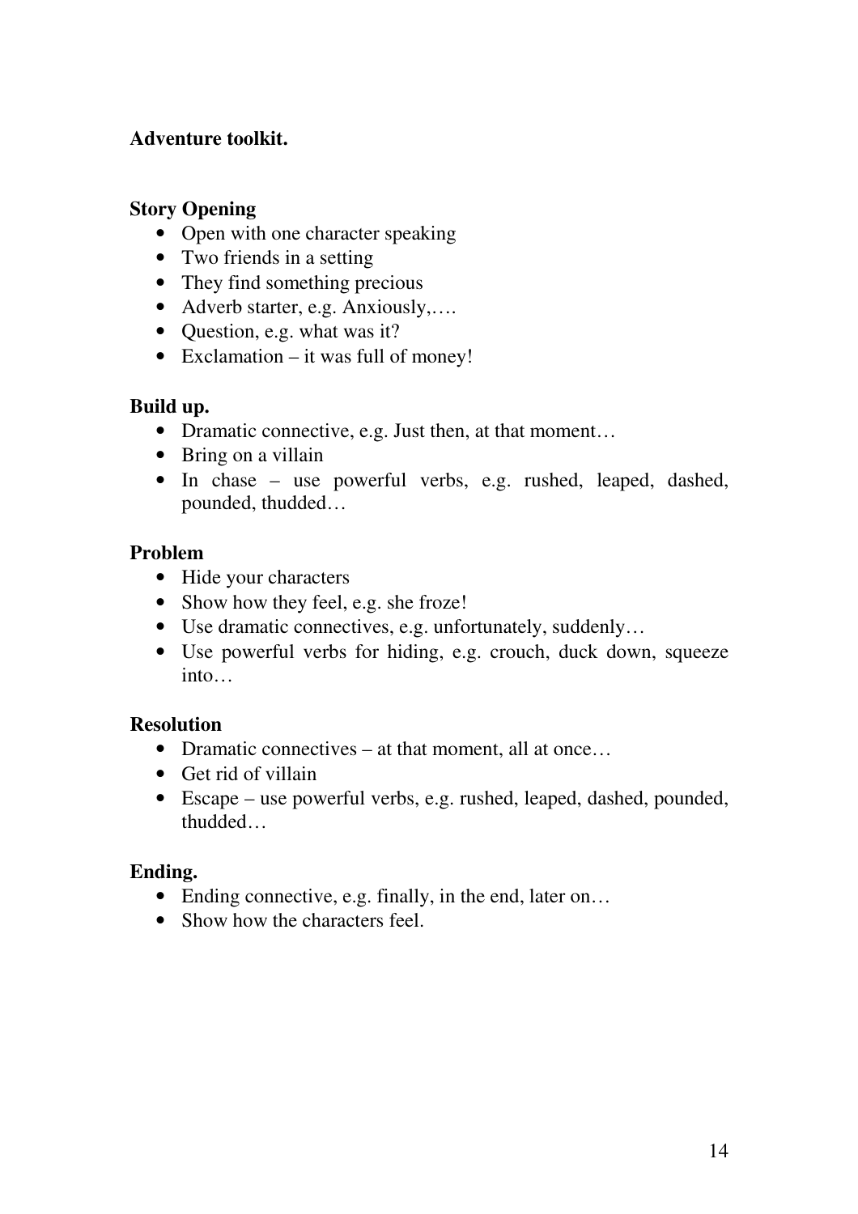## Adventure toolkit.

### Story Opening

- Open with one character speaking
- Two friends in a setting
- They find something precious
- Adverb starter, e.g. Anxiously,….
- Question, e.g. what was it?
- Exclamation – it was full of money!

### Build up.

- Dramatic connective, e.g. Just then, at that moment…
- Bring on a villain
- In chase – use powerful verbs, e.g. rushed, leaped, dashed, pounded, thudded…

### Problem

- Hide your characters
- Show how they feel, e.g. she froze!
- Use dramatic connectives, e.g. unfortunately, suddenly…
- Use powerful verbs for hiding, e.g. crouch, duck down, squeeze into…

### Resolution

- Dramatic connectives – at that moment, all at once…
- Get rid of villain
- Escape – use powerful verbs, e.g. rushed, leaped, dashed, pounded, thudded…

### Ending.

- Ending connective, e.g. finally, in the end, later on…
- Show how the characters feel.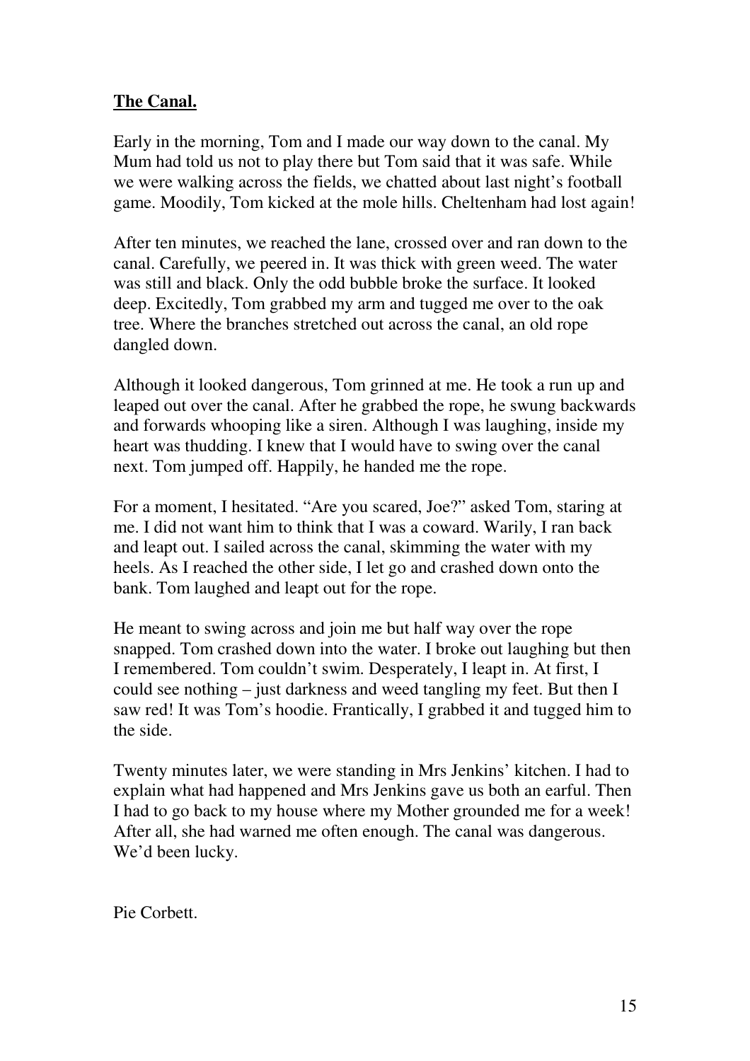**The Canal.**

Early in the morning, Tom and I made our way down to the canal. My Mum had told us not to play there but Tom said that it was safe. While we were walking across the fields, we chatted about last night's football game. Moodily, Tom kicked at the mole hills. Cheltenham had lost again!

After ten minutes, we reached the lane, crossed over and ran down to the canal. Carefully, we peered in. It was thick with green weed. The water was still and black. Only the odd bubble broke the surface. It looked deep. Excitedly, Tom grabbed my arm and tugged me over to the oak tree. Where the branches stretched out across the canal, an old rope dangled down.

Although it looked dangerous, Tom grinned at me. He took a run up and leaped out over the canal. After he grabbed the rope, he swung backwards and forwards whooping like a siren. Although I was laughing, inside my heart was thudding. I knew that I would have to swing over the canal next. Tom jumped off. Happily, he handed me the rope.

For a moment, I hesitated. "Are you scared, Joe?" asked Tom, staring at me. I did not want him to think that I was a coward. Warily, I ran back and leapt out. I sailed across the canal, skimming the water with my heels. As I reached the other side, I let go and crashed down onto the bank. Tom laughed and leapt out for the rope.

He meant to swing across and join me but half way over the rope snapped. Tom crashed down into the water. I broke out laughing but then I remembered. Tom couldn't swim. Desperately, I leapt in. At first, I could see nothing – just darkness and weed tangling my feet. But then I saw red! It was Tom's hoodie. Frantically, I grabbed it and tugged him to the side.

Twenty minutes later, we were standing in Mrs Jenkins' kitchen. I had to explain what had happened and Mrs Jenkins gave us both an earful. Then I had to go back to my house where my Mother grounded me for a week! After all, she had warned me often enough. The canal was dangerous. We'd been lucky.

Pie Corbett.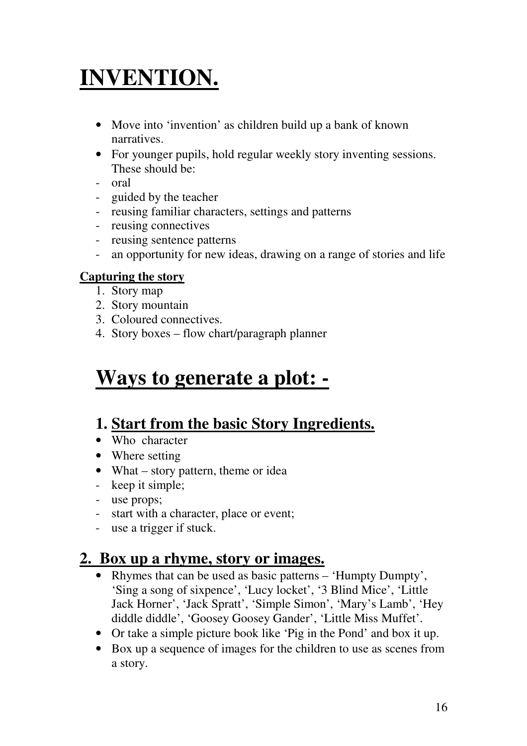# INVENTION.

- Move into 'invention' as children build up a bank of known narratives.
- For younger pupils, hold regular weekly story inventing sessions. These should be:
- oral
- guided by the teacher
- reusing familiar characters, settings and patterns
- reusing connectives
- reusing sentence patterns
- an opportunity for new ideas, drawing on a range of stories and life

**Capturing the story**

1. Story map
2. Story mountain
3. Coloured connectives.
4. Story boxes – flow chart/paragraph planner

# Ways to generate a plot: -

## 1. Start from the basic Story Ingredients.

- Who  character
- Where setting
- What – story pattern, theme or idea
- keep it simple;
- use props;
- start with a character, place or event;
- use a trigger if stuck.

## 2. Box up a rhyme, story or images.

- Rhymes that can be used as basic patterns – 'Humpty Dumpty', 'Sing a song of sixpence', 'Lucy locket', '3 Blind Mice', 'Little Jack Horner', 'Jack Spratt', 'Simple Simon', 'Mary's Lamb', 'Hey diddle diddle', 'Goosey Goosey Gander', 'Little Miss Muffet'.
- Or take a simple picture book like 'Pig in the Pond' and box it up.
- Box up a sequence of images for the children to use as scenes from a story.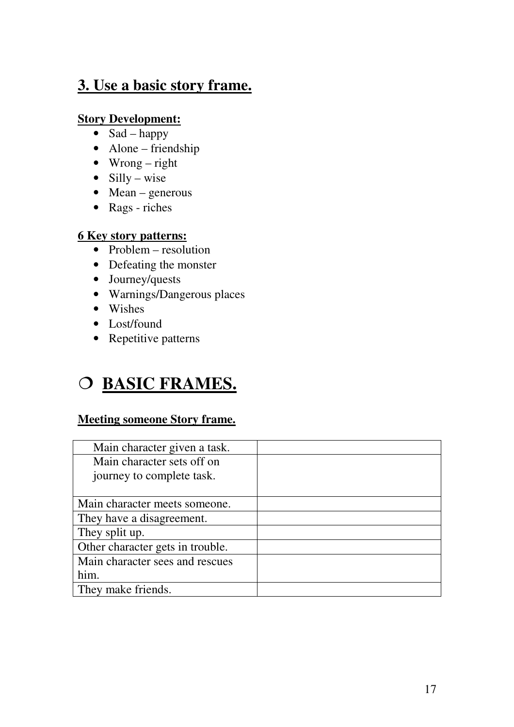## 3. Use a basic story frame.

**Story Development:**

- Sad – happy
- Alone – friendship
- Wrong – right
- Silly – wise
- Mean – generous
- Rags - riches

**6 Key story patterns:**

- Problem – resolution
- Defeating the monster
- Journey/quests
- Warnings/Dangerous places
- Wishes
- Lost/found
- Repetitive patterns

## ❍ BASIC FRAMES.

**Meeting someone Story frame.**

| | |
|---|---|
| Main character given a task. | |
| Main character sets off on journey to complete task. | |
| Main character meets someone. | |
| They have a disagreement. | |
| They split up. | |
| Other character gets in trouble. | |
| Main character sees and rescues him. | |
| They make friends. | |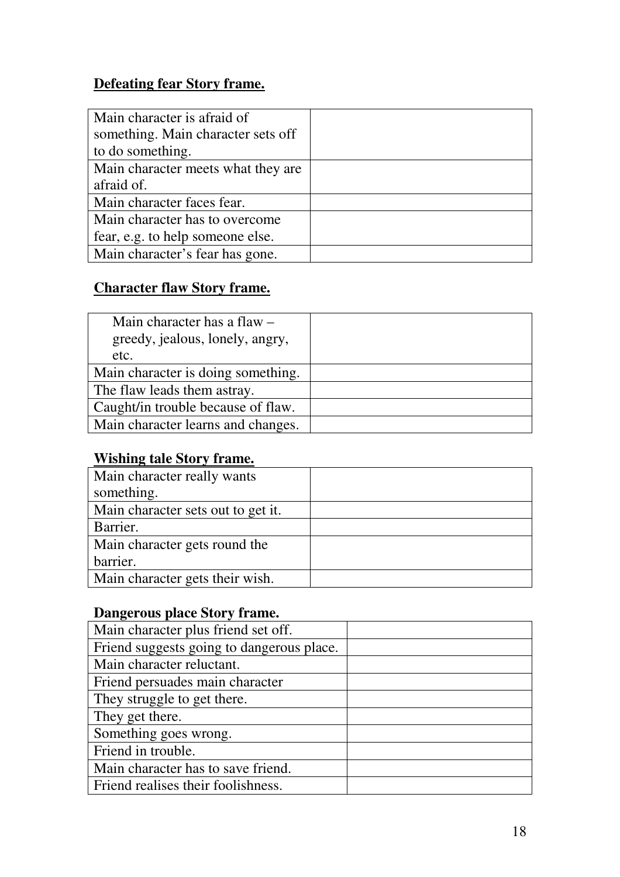**Defeating fear Story frame.**

| | |
|---|---|
| Main character is afraid of something. Main character sets off to do something. | |
| Main character meets what they are afraid of. | |
| Main character faces fear. | |
| Main character has to overcome fear, e.g. to help someone else. | |
| Main character's fear has gone. | |

**Character flaw Story frame.**

| | |
|---|---|
| Main character has a flaw – greedy, jealous, lonely, angry, etc. | |
| Main character is doing something. | |
| The flaw leads them astray. | |
| Caught/in trouble because of flaw. | |
| Main character learns and changes. | |

**Wishing tale Story frame.**

| | |
|---|---|
| Main character really wants something. | |
| Main character sets out to get it. | |
| Barrier. | |
| Main character gets round the barrier. | |
| Main character gets their wish. | |

**Dangerous place Story frame.**

| | |
|---|---|
| Main character plus friend set off. | |
| Friend suggests going to dangerous place. | |
| Main character reluctant. | |
| Friend persuades main character | |
| They struggle to get there. | |
| They get there. | |
| Something goes wrong. | |
| Friend in trouble. | |
| Main character has to save friend. | |
| Friend realises their foolishness. | |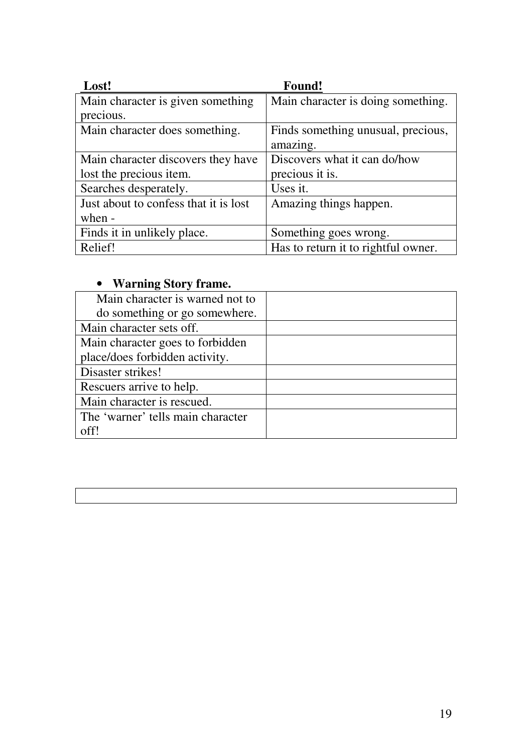| **Lost!** | **Found!** |
|---|---|
| Main character is given something precious. | Main character is doing something. |
| Main character does something. | Finds something unusual, precious, amazing. |
| Main character discovers they have lost the precious item. | Discovers what it can do/how precious it is. |
| Searches desperately. | Uses it. |
| Just about to confess that it is lost when - | Amazing things happen. |
| Finds it in unlikely place. | Something goes wrong. |
| Relief! | Has to return it to rightful owner. |

- **Warning Story frame.**

| | |
|---|---|
| Main character is warned not to do something or go somewhere. | |
| Main character sets off. | |
| Main character goes to forbidden place/does forbidden activity. | |
| Disaster strikes! | |
| Rescuers arrive to help. | |
| Main character is rescued. | |
| The 'warner' tells main character off! | |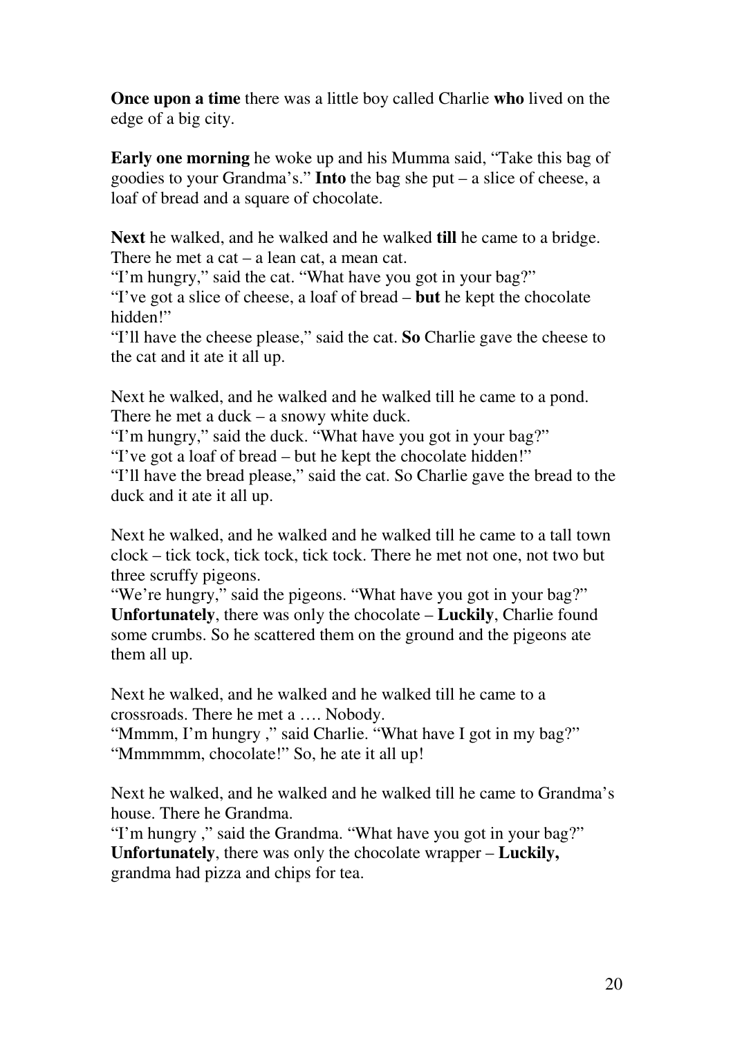**Once upon a time** there was a little boy called Charlie **who** lived on the edge of a big city.

**Early one morning** he woke up and his Mumma said, "Take this bag of goodies to your Grandma's." **Into** the bag she put – a slice of cheese, a loaf of bread and a square of chocolate.

**Next** he walked, and he walked and he walked **till** he came to a bridge. There he met a cat – a lean cat, a mean cat.
"I'm hungry," said the cat. "What have you got in your bag?"
"I've got a slice of cheese, a loaf of bread – **but** he kept the chocolate hidden!"
"I'll have the cheese please," said the cat. **So** Charlie gave the cheese to the cat and it ate it all up.

Next he walked, and he walked and he walked till he came to a pond. There he met a duck – a snowy white duck.
"I'm hungry," said the duck. "What have you got in your bag?"
"I've got a loaf of bread – but he kept the chocolate hidden!"
"I'll have the bread please," said the cat. So Charlie gave the bread to the duck and it ate it all up.

Next he walked, and he walked and he walked till he came to a tall town clock – tick tock, tick tock, tick tock. There he met not one, not two but three scruffy pigeons.
"We're hungry," said the pigeons. "What have you got in your bag?"
**Unfortunately**, there was only the chocolate – **Luckily**, Charlie found some crumbs. So he scattered them on the ground and the pigeons ate them all up.

Next he walked, and he walked and he walked till he came to a crossroads. There he met a …. Nobody.
"Mmmm, I'm hungry ," said Charlie. "What have I got in my bag?"
"Mmmmmm, chocolate!" So, he ate it all up!

Next he walked, and he walked and he walked till he came to Grandma's house. There he Grandma.
"I'm hungry ," said the Grandma. "What have you got in your bag?"
**Unfortunately**, there was only the chocolate wrapper – **Luckily,** grandma had pizza and chips for tea.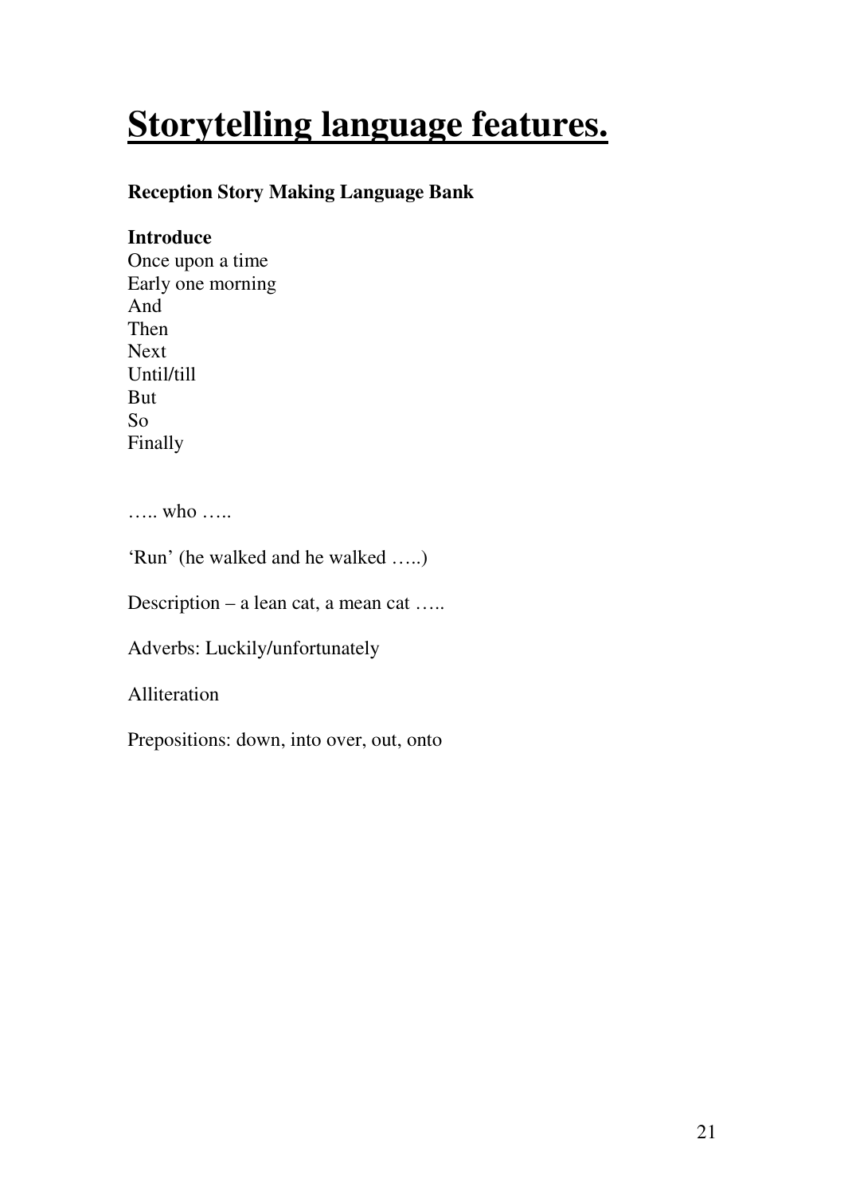# Storytelling language features.

**Reception Story Making Language Bank**

**Introduce**
Once upon a time
Early one morning
And
Then
Next
Until/till
But
So
Finally

….. who …..

'Run' (he walked and he walked …..)

Description – a lean cat, a mean cat …..

Adverbs: Luckily/unfortunately

Alliteration

Prepositions: down, into over, out, onto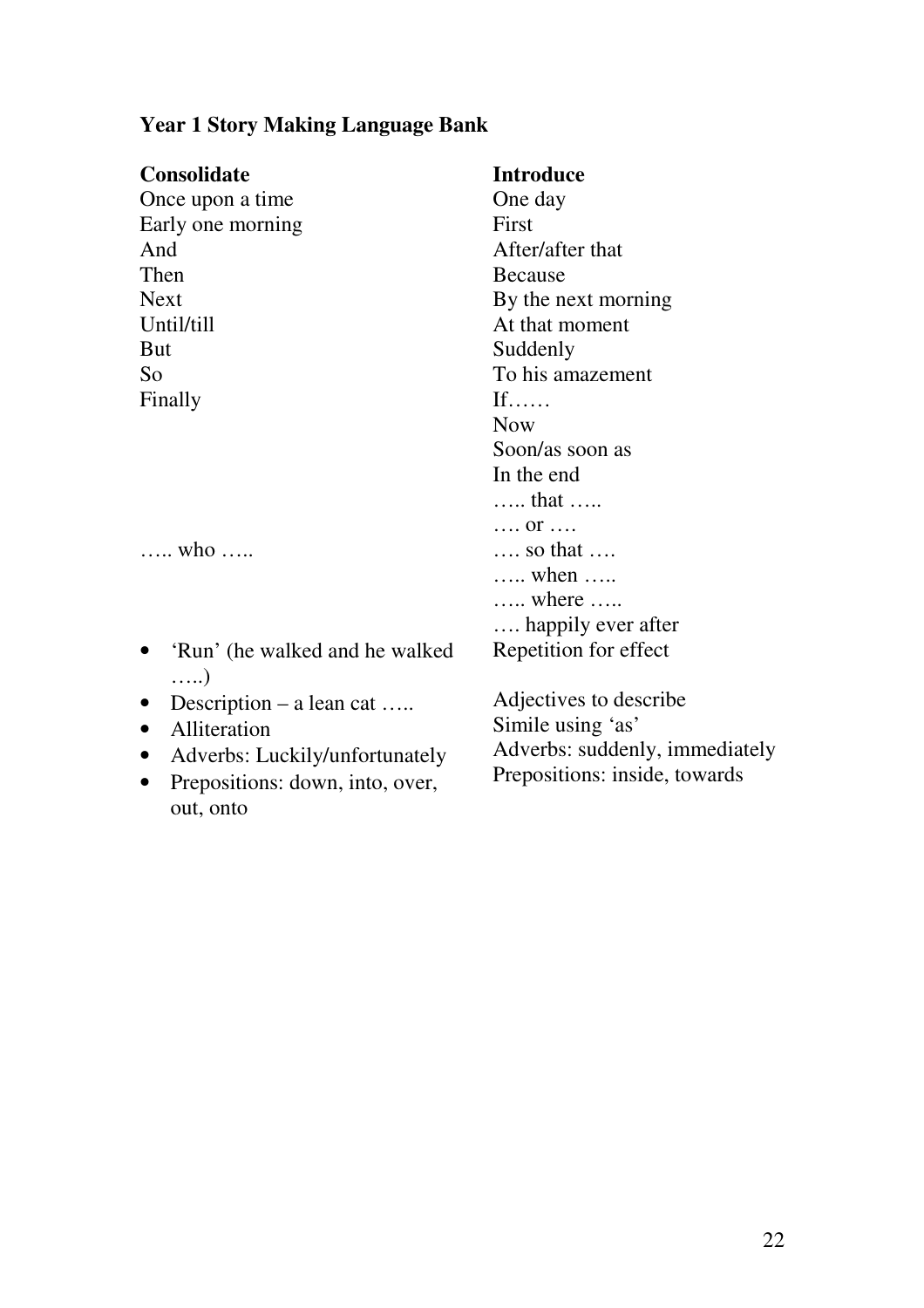**Year 1 Story Making Language Bank**

| **Consolidate** | **Introduce** |
|---|---|
| Once upon a time | One day |
| Early one morning | First |
| And | After/after that |
| Then | Because |
| Next | By the next morning |
| Until/till | At that moment |
| But | Suddenly |
| So | To his amazement |
| Finally | If…… |
| | Now |
| | Soon/as soon as |
| | In the end |
| | ….. that ….. |
| | …. or …. |
| ….. who ….. | …. so that …. |
| | ….. when ….. |
| | ….. where ….. |
| | …. happily ever after |
| • 'Run' (he walked and he walked …..) | Repetition for effect |
| • Description – a lean cat ….. | Adjectives to describe |
| • Alliteration | Simile using 'as' |
| • Adverbs: Luckily/unfortunately | Adverbs: suddenly, immediately |
| • Prepositions: down, into, over, out, onto | Prepositions: inside, towards |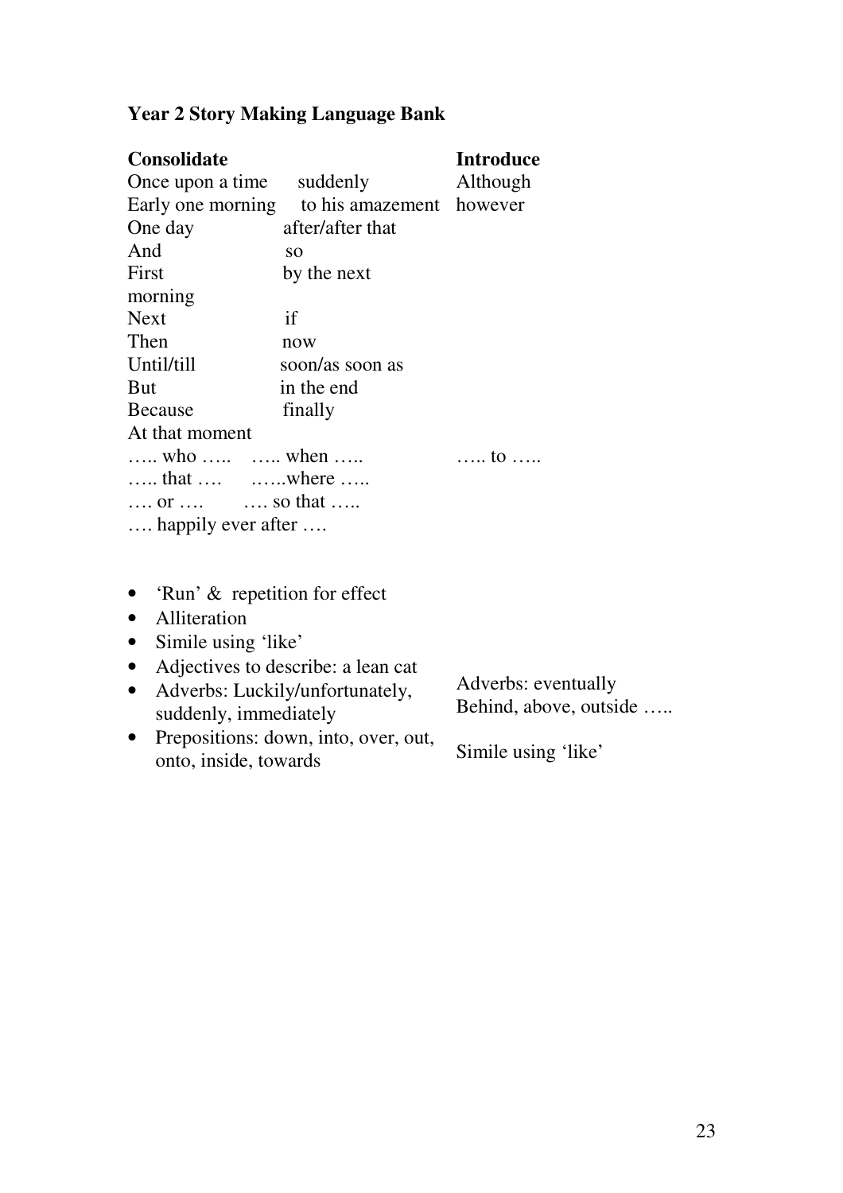**Year 2 Story Making Language Bank**

| Consolidate | | Introduce |
|---|---|---|
| Once upon a time | suddenly | Although |
| Early one morning | to his amazement | however |
| One day | after/after that | |
| And | so | |
| First | by the next morning | |
| Next | if | |
| Then | now | |
| Until/till | soon/as soon as | |
| But | in the end | |
| Because | finally | |
| At that moment | | |
| ….. who ….. | ….. when ….. | ….. to ….. |
| ….. that …. | ……where ….. | |
| …. or …. | …. so that ….. | |
| …. happily ever after …. | | |

- 'Run' & repetition for effect
- Alliteration
- Simile using 'like'
- Adjectives to describe: a lean cat
- Adverbs: Luckily/unfortunately, suddenly, immediately
- Prepositions: down, into, over, out, onto, inside, towards

Adverbs: eventually
Behind, above, outside …..

Simile using 'like'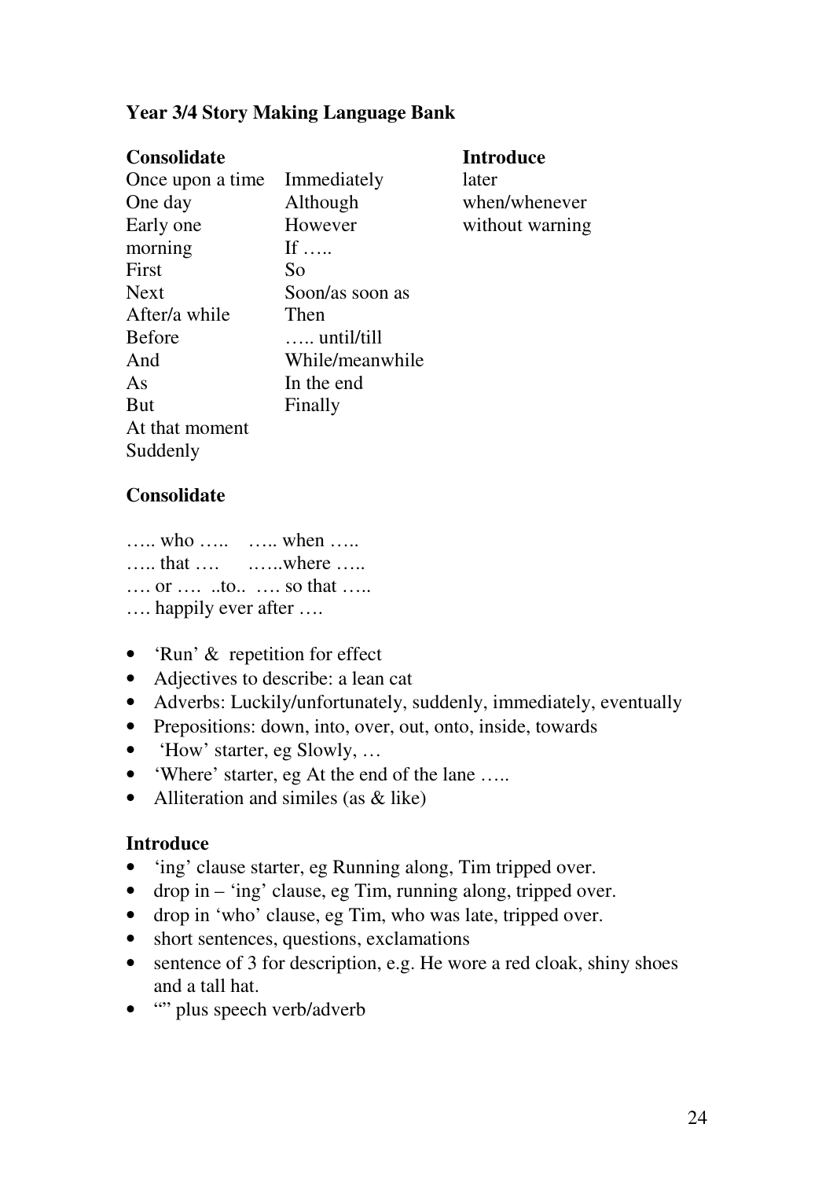# Year 3/4 Story Making Language Bank

| Consolidate | | Introduce |
|---|---|---|
| Once upon a time | Immediately | later |
| One day | Although | when/whenever |
| Early one morning | However | without warning |
| First | If ….. | |
| Next | So | |
| After/a while | Soon/as soon as | |
| Before | Then | |
| And | ….. until/till | |
| As | While/meanwhile | |
| But | In the end | |
| At that moment | Finally | |
| Suddenly | | |

## Consolidate

….. who ….. ….. when …..
….. that …. ……where …..
…. or …. ..to.. …. so that …..
…. happily ever after ….

- 'Run' & repetition for effect
- Adjectives to describe: a lean cat
- Adverbs: Luckily/unfortunately, suddenly, immediately, eventually
- Prepositions: down, into, over, out, onto, inside, towards
- 'How' starter, eg Slowly, …
- 'Where' starter, eg At the end of the lane …..
- Alliteration and similes (as & like)

## Introduce

- 'ing' clause starter, eg Running along, Tim tripped over.
- drop in – 'ing' clause, eg Tim, running along, tripped over.
- drop in 'who' clause, eg Tim, who was late, tripped over.
- short sentences, questions, exclamations
- sentence of 3 for description, e.g. He wore a red cloak, shiny shoes and a tall hat.
- "" plus speech verb/adverb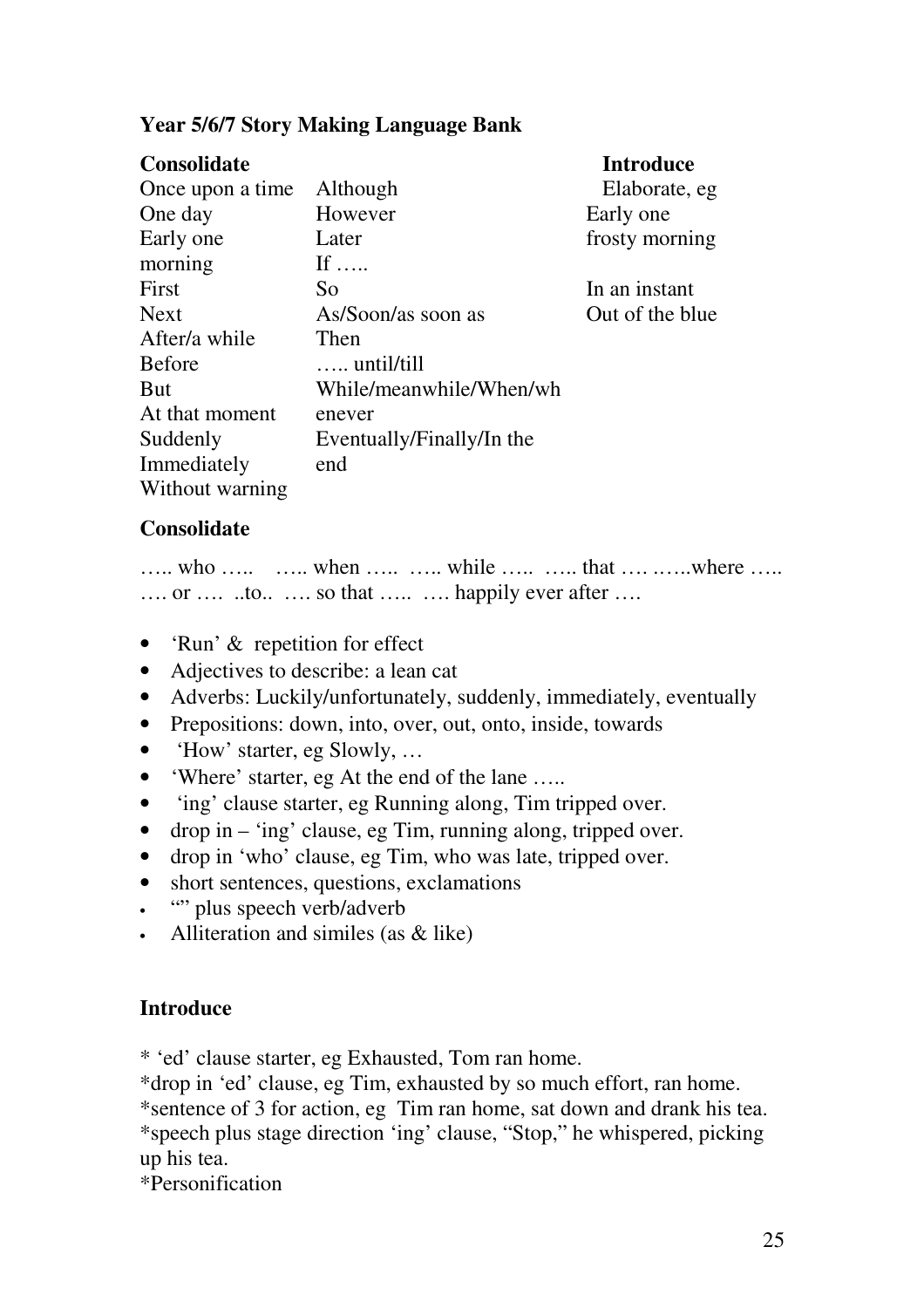**Year 5/6/7 Story Making Language Bank**

| **Consolidate** | | **Introduce** |
|---|---|---|
| Once upon a time | Although | Elaborate, eg |
| One day | However | Early one frosty morning |
| Early one morning | Later | |
| | If ….. | |
| First | So | In an instant |
| Next | As/Soon/as soon as | Out of the blue |
| After/a while | Then | |
| Before | ….. until/till | |
| But | While/meanwhile/When/whenever | |
| At that moment | | |
| Suddenly | Eventually/Finally/In the end | |
| Immediately | | |
| Without warning | | |

**Consolidate**

….. who ….. ….. when ….. ….. while ….. ….. that …. ……where …..
…. or …. ..to.. …. so that ….. …. happily ever after ….

- 'Run' & repetition for effect
- Adjectives to describe: a lean cat
- Adverbs: Luckily/unfortunately, suddenly, immediately, eventually
- Prepositions: down, into, over, out, onto, inside, towards
- 'How' starter, eg Slowly, …
- 'Where' starter, eg At the end of the lane …..
- 'ing' clause starter, eg Running along, Tim tripped over.
- drop in – 'ing' clause, eg Tim, running along, tripped over.
- drop in 'who' clause, eg Tim, who was late, tripped over.
- short sentences, questions, exclamations
- "" plus speech verb/adverb
- Alliteration and similes (as & like)

**Introduce**

* 'ed' clause starter, eg Exhausted, Tom ran home.
*drop in 'ed' clause, eg Tim, exhausted by so much effort, ran home.
*sentence of 3 for action, eg Tim ran home, sat down and drank his tea.
*speech plus stage direction 'ing' clause, "Stop," he whispered, picking up his tea.
*Personification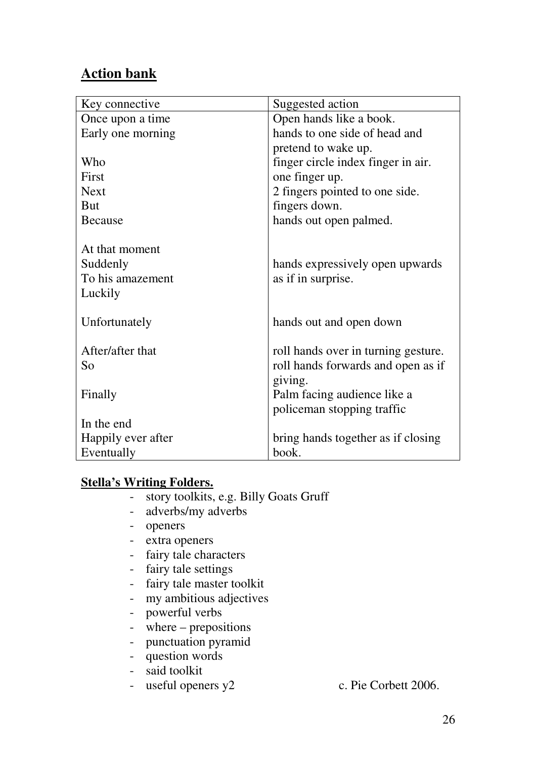## Action bank

| Key connective | Suggested action |
| --- | --- |
| Once upon a time | Open hands like a book. |
| Early one morning | hands to one side of head and pretend to wake up. |
| Who | finger circle index finger in air. |
| First | one finger up. |
| Next | 2 fingers pointed to one side. |
| But | fingers down. |
| Because | hands out open palmed. |
| At that moment<br>Suddenly<br>To his amazement<br>Luckily | hands expressively open upwards as if in surprise. |
| Unfortunately | hands out and open down |
| After/after that | roll hands over in turning gesture. |
| So | roll hands forwards and open as if giving. |
| Finally | Palm facing audience like a policeman stopping traffic |
| In the end<br>Happily ever after<br>Eventually | bring hands together as if closing book. |

**Stella's Writing Folders.**

- story toolkits, e.g. Billy Goats Gruff
- adverbs/my adverbs
- openers
- extra openers
- fairy tale characters
- fairy tale settings
- fairy tale master toolkit
- my ambitious adjectives
- powerful verbs
- where – prepositions
- punctuation pyramid
- question words
- said toolkit
- useful openers y2

c. Pie Corbett 2006.